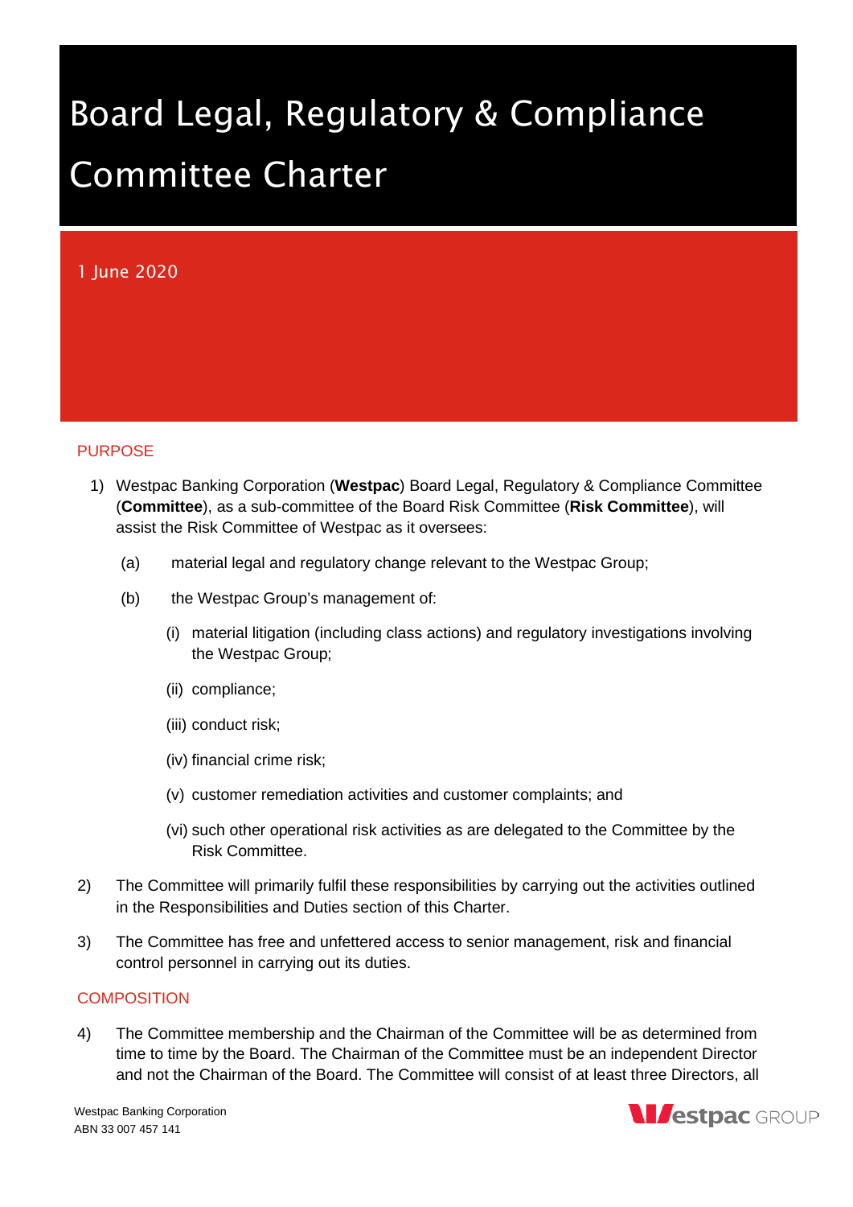# Board Legal, Regulatory & Compliance Committee Charter

1 June 2020

## PURPOSE

1) Westpac Banking Corporation (**Westpac**) Board Legal, Regulatory & Compliance Committee (**Committee**), as a sub-committee of the Board Risk Committee (**Risk Committee**), will assist the Risk Committee of Westpac as it oversees:

   (a) material legal and regulatory change relevant to the Westpac Group;

   (b) the Westpac Group's management of:

      (i) material litigation (including class actions) and regulatory investigations involving the Westpac Group;

      (ii) compliance;

      (iii) conduct risk;

      (iv) financial crime risk;

      (v) customer remediation activities and customer complaints; and

      (vi) such other operational risk activities as are delegated to the Committee by the Risk Committee.

2) The Committee will primarily fulfil these responsibilities by carrying out the activities outlined in the Responsibilities and Duties section of this Charter.

3) The Committee has free and unfettered access to senior management, risk and financial control personnel in carrying out its duties.

## COMPOSITION

4) The Committee membership and the Chairman of the Committee will be as determined from time to time by the Board. The Chairman of the Committee must be an independent Director and not the Chairman of the Board. The Committee will consist of at least three Directors, all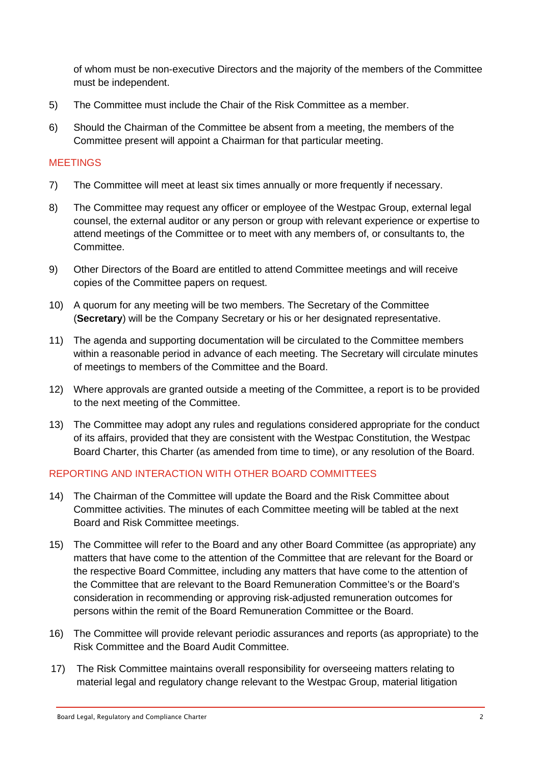of whom must be non-executive Directors and the majority of the members of the Committee must be independent.

5) The Committee must include the Chair of the Risk Committee as a member.

6) Should the Chairman of the Committee be absent from a meeting, the members of the Committee present will appoint a Chairman for that particular meeting.

## MEETINGS

7) The Committee will meet at least six times annually or more frequently if necessary.

8) The Committee may request any officer or employee of the Westpac Group, external legal counsel, the external auditor or any person or group with relevant experience or expertise to attend meetings of the Committee or to meet with any members of, or consultants to, the Committee.

9) Other Directors of the Board are entitled to attend Committee meetings and will receive copies of the Committee papers on request.

10) A quorum for any meeting will be two members. The Secretary of the Committee (**Secretary**) will be the Company Secretary or his or her designated representative.

11) The agenda and supporting documentation will be circulated to the Committee members within a reasonable period in advance of each meeting. The Secretary will circulate minutes of meetings to members of the Committee and the Board.

12) Where approvals are granted outside a meeting of the Committee, a report is to be provided to the next meeting of the Committee.

13) The Committee may adopt any rules and regulations considered appropriate for the conduct of its affairs, provided that they are consistent with the Westpac Constitution, the Westpac Board Charter, this Charter (as amended from time to time), or any resolution of the Board.

## REPORTING AND INTERACTION WITH OTHER BOARD COMMITTEES

14) The Chairman of the Committee will update the Board and the Risk Committee about Committee activities. The minutes of each Committee meeting will be tabled at the next Board and Risk Committee meetings.

15) The Committee will refer to the Board and any other Board Committee (as appropriate) any matters that have come to the attention of the Committee that are relevant for the Board or the respective Board Committee, including any matters that have come to the attention of the Committee that are relevant to the Board Remuneration Committee's or the Board's consideration in recommending or approving risk-adjusted remuneration outcomes for persons within the remit of the Board Remuneration Committee or the Board.

16) The Committee will provide relevant periodic assurances and reports (as appropriate) to the Risk Committee and the Board Audit Committee.

17) The Risk Committee maintains overall responsibility for overseeing matters relating to material legal and regulatory change relevant to the Westpac Group, material litigation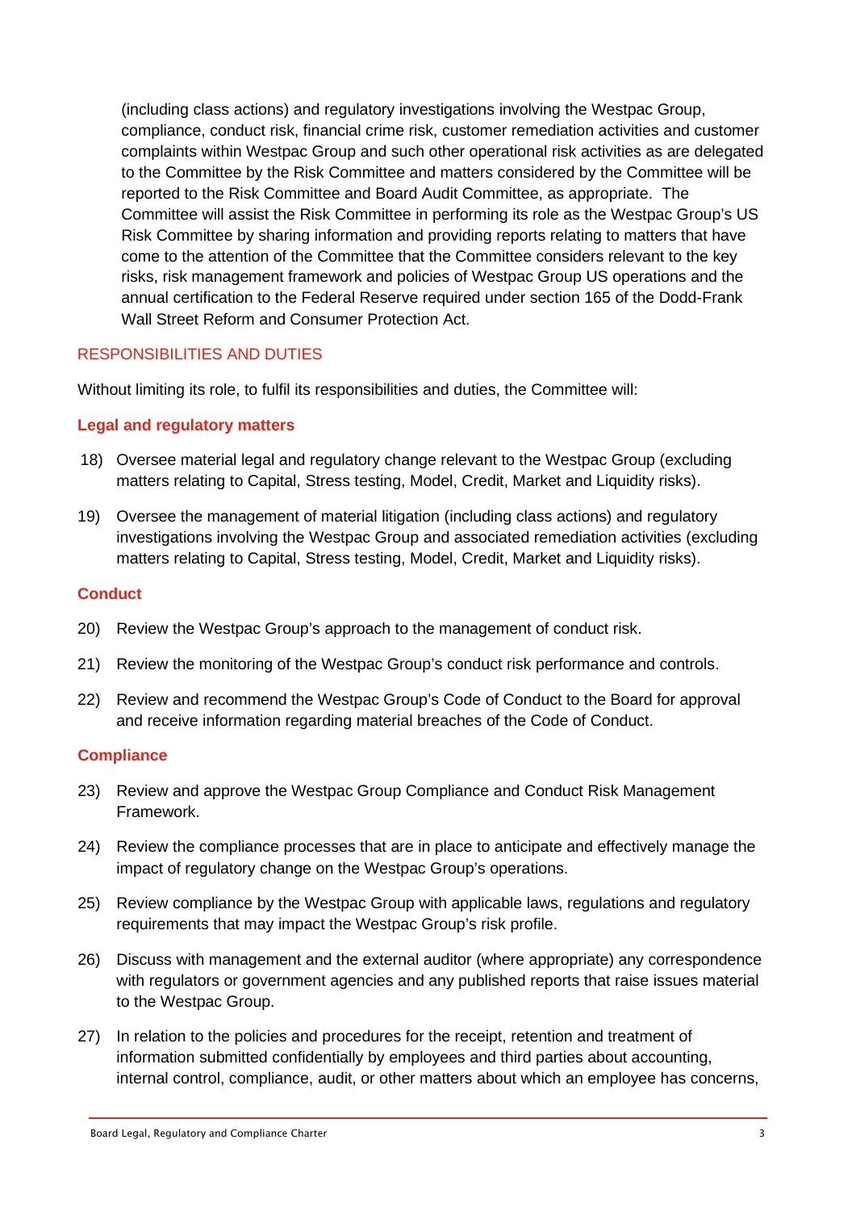(including class actions) and regulatory investigations involving the Westpac Group, compliance, conduct risk, financial crime risk, customer remediation activities and customer complaints within Westpac Group and such other operational risk activities as are delegated to the Committee by the Risk Committee and matters considered by the Committee will be reported to the Risk Committee and Board Audit Committee, as appropriate. The Committee will assist the Risk Committee in performing its role as the Westpac Group's US Risk Committee by sharing information and providing reports relating to matters that have come to the attention of the Committee that the Committee considers relevant to the key risks, risk management framework and policies of Westpac Group US operations and the annual certification to the Federal Reserve required under section 165 of the Dodd-Frank Wall Street Reform and Consumer Protection Act.

## RESPONSIBILITIES AND DUTIES

Without limiting its role, to fulfil its responsibilities and duties, the Committee will:

### Legal and regulatory matters

18) Oversee material legal and regulatory change relevant to the Westpac Group (excluding matters relating to Capital, Stress testing, Model, Credit, Market and Liquidity risks).

19) Oversee the management of material litigation (including class actions) and regulatory investigations involving the Westpac Group and associated remediation activities (excluding matters relating to Capital, Stress testing, Model, Credit, Market and Liquidity risks).

### Conduct

20) Review the Westpac Group's approach to the management of conduct risk.

21) Review the monitoring of the Westpac Group's conduct risk performance and controls.

22) Review and recommend the Westpac Group's Code of Conduct to the Board for approval and receive information regarding material breaches of the Code of Conduct.

### Compliance

23) Review and approve the Westpac Group Compliance and Conduct Risk Management Framework.

24) Review the compliance processes that are in place to anticipate and effectively manage the impact of regulatory change on the Westpac Group's operations.

25) Review compliance by the Westpac Group with applicable laws, regulations and regulatory requirements that may impact the Westpac Group's risk profile.

26) Discuss with management and the external auditor (where appropriate) any correspondence with regulators or government agencies and any published reports that raise issues material to the Westpac Group.

27) In relation to the policies and procedures for the receipt, retention and treatment of information submitted confidentially by employees and third parties about accounting, internal control, compliance, audit, or other matters about which an employee has concerns,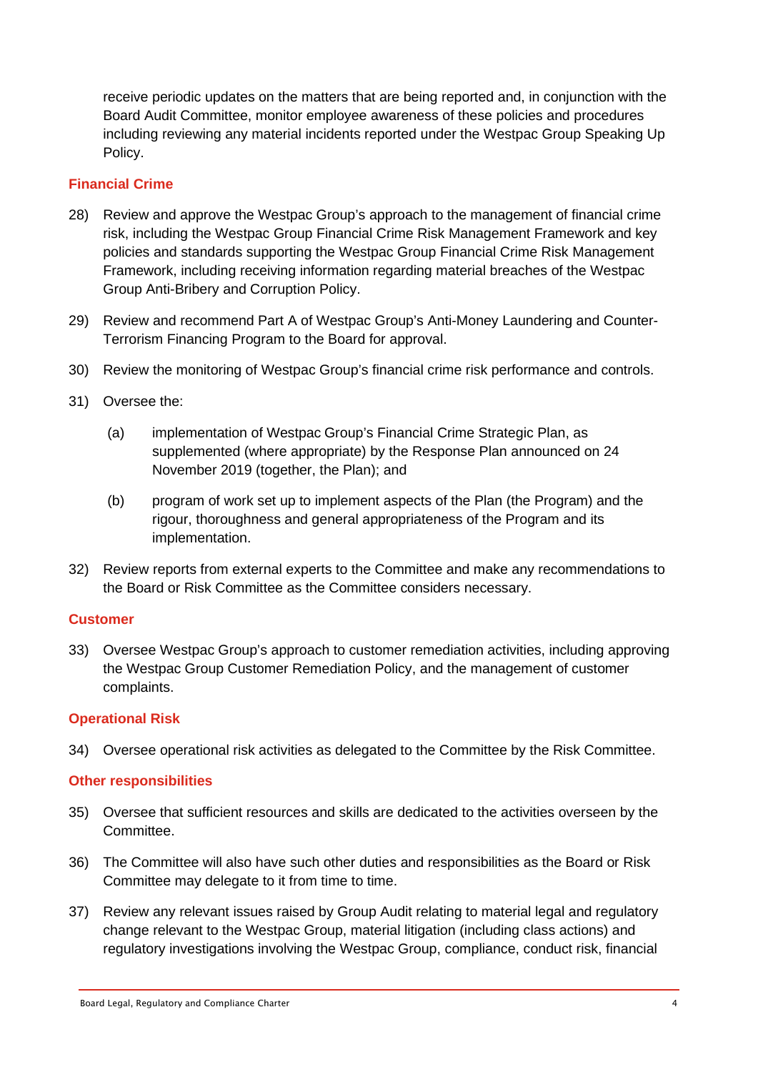receive periodic updates on the matters that are being reported and, in conjunction with the Board Audit Committee, monitor employee awareness of these policies and procedures including reviewing any material incidents reported under the Westpac Group Speaking Up Policy.

## Financial Crime

28) Review and approve the Westpac Group's approach to the management of financial crime risk, including the Westpac Group Financial Crime Risk Management Framework and key policies and standards supporting the Westpac Group Financial Crime Risk Management Framework, including receiving information regarding material breaches of the Westpac Group Anti-Bribery and Corruption Policy.

29) Review and recommend Part A of Westpac Group's Anti-Money Laundering and Counter-Terrorism Financing Program to the Board for approval.

30) Review the monitoring of Westpac Group's financial crime risk performance and controls.

31) Oversee the:

   (a) implementation of Westpac Group's Financial Crime Strategic Plan, as supplemented (where appropriate) by the Response Plan announced on 24 November 2019 (together, the Plan); and

   (b) program of work set up to implement aspects of the Plan (the Program) and the rigour, thoroughness and general appropriateness of the Program and its implementation.

32) Review reports from external experts to the Committee and make any recommendations to the Board or Risk Committee as the Committee considers necessary.

## Customer

33) Oversee Westpac Group's approach to customer remediation activities, including approving the Westpac Group Customer Remediation Policy, and the management of customer complaints.

## Operational Risk

34) Oversee operational risk activities as delegated to the Committee by the Risk Committee.

## Other responsibilities

35) Oversee that sufficient resources and skills are dedicated to the activities overseen by the Committee.

36) The Committee will also have such other duties and responsibilities as the Board or Risk Committee may delegate to it from time to time.

37) Review any relevant issues raised by Group Audit relating to material legal and regulatory change relevant to the Westpac Group, material litigation (including class actions) and regulatory investigations involving the Westpac Group, compliance, conduct risk, financial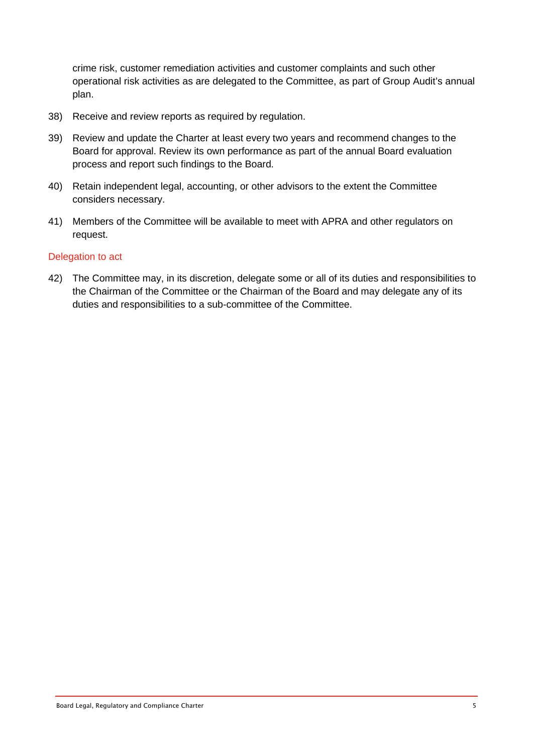crime risk, customer remediation activities and customer complaints and such other operational risk activities as are delegated to the Committee, as part of Group Audit's annual plan.

38) Receive and review reports as required by regulation.

39) Review and update the Charter at least every two years and recommend changes to the Board for approval. Review its own performance as part of the annual Board evaluation process and report such findings to the Board.

40) Retain independent legal, accounting, or other advisors to the extent the Committee considers necessary.

41) Members of the Committee will be available to meet with APRA and other regulators on request.

## Delegation to act

42) The Committee may, in its discretion, delegate some or all of its duties and responsibilities to the Chairman of the Committee or the Chairman of the Board and may delegate any of its duties and responsibilities to a sub-committee of the Committee.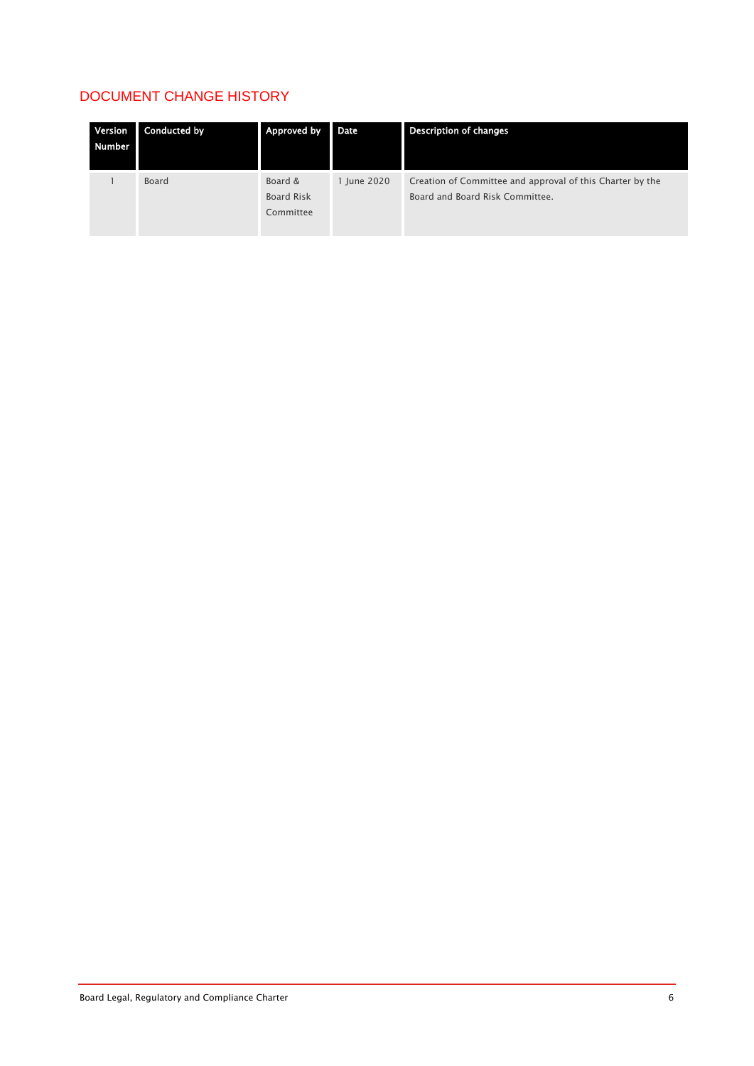## DOCUMENT CHANGE HISTORY

| Version Number | Conducted by | Approved by | Date | Description of changes |
|---|---|---|---|---|
| 1 | Board | Board & Board Risk Committee | 1 June 2020 | Creation of Committee and approval of this Charter by the Board and Board Risk Committee. |